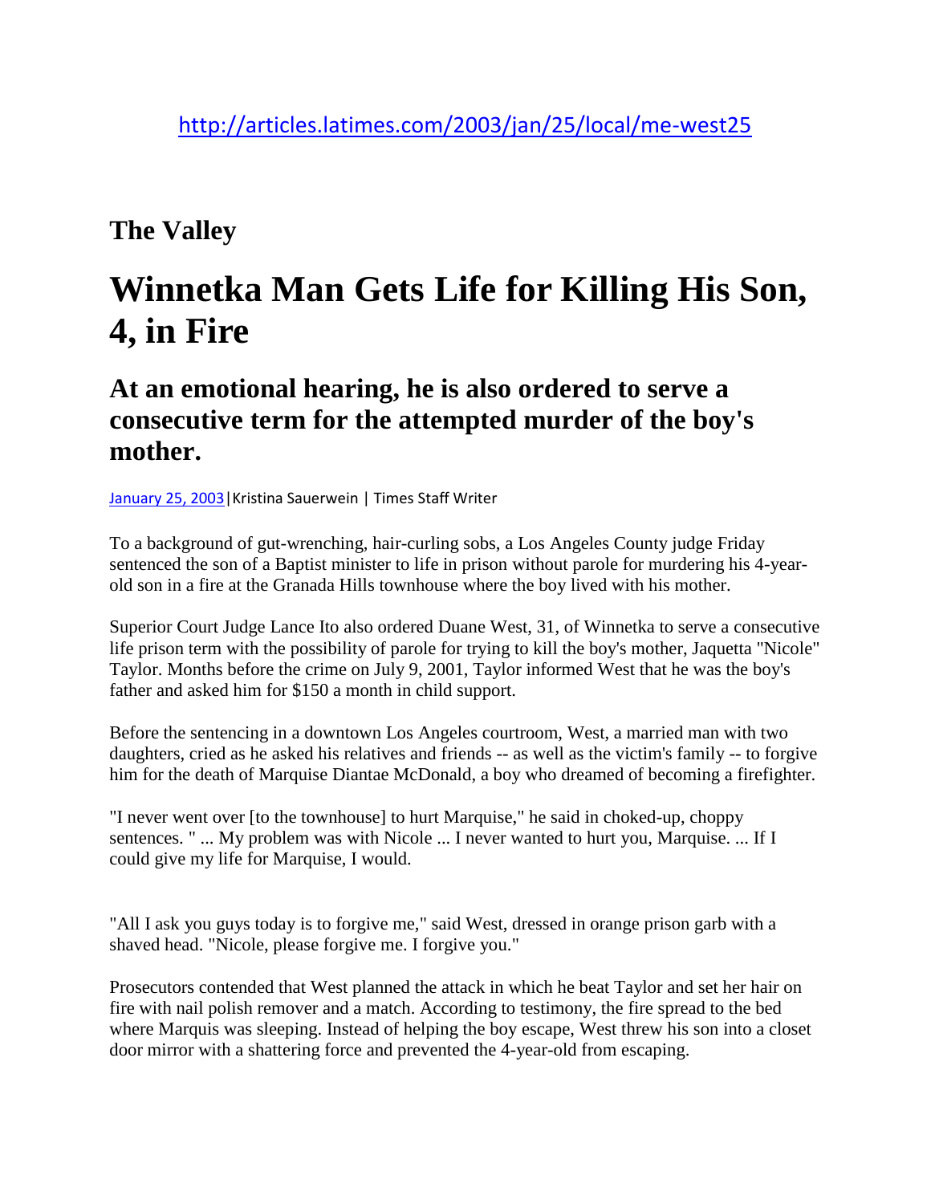http://articles.latimes.com/2003/jan/25/local/me-west25

## The Valley

# Winnetka Man Gets Life for Killing His Son, 4, in Fire

## At an emotional hearing, he is also ordered to serve a consecutive term for the attempted murder of the boy's mother.

January 25, 2003|Kristina Sauerwein | Times Staff Writer

To a background of gut-wrenching, hair-curling sobs, a Los Angeles County judge Friday sentenced the son of a Baptist minister to life in prison without parole for murdering his 4-year-old son in a fire at the Granada Hills townhouse where the boy lived with his mother.

Superior Court Judge Lance Ito also ordered Duane West, 31, of Winnetka to serve a consecutive life prison term with the possibility of parole for trying to kill the boy's mother, Jaquetta "Nicole" Taylor. Months before the crime on July 9, 2001, Taylor informed West that he was the boy's father and asked him for $150 a month in child support.

Before the sentencing in a downtown Los Angeles courtroom, West, a married man with two daughters, cried as he asked his relatives and friends -- as well as the victim's family -- to forgive him for the death of Marquise Diantae McDonald, a boy who dreamed of becoming a firefighter.

"I never went over [to the townhouse] to hurt Marquise," he said in choked-up, choppy sentences. " ... My problem was with Nicole ... I never wanted to hurt you, Marquise. ... If I could give my life for Marquise, I would.

"All I ask you guys today is to forgive me," said West, dressed in orange prison garb with a shaved head. "Nicole, please forgive me. I forgive you."

Prosecutors contended that West planned the attack in which he beat Taylor and set her hair on fire with nail polish remover and a match. According to testimony, the fire spread to the bed where Marquis was sleeping. Instead of helping the boy escape, West threw his son into a closet door mirror with a shattering force and prevented the 4-year-old from escaping.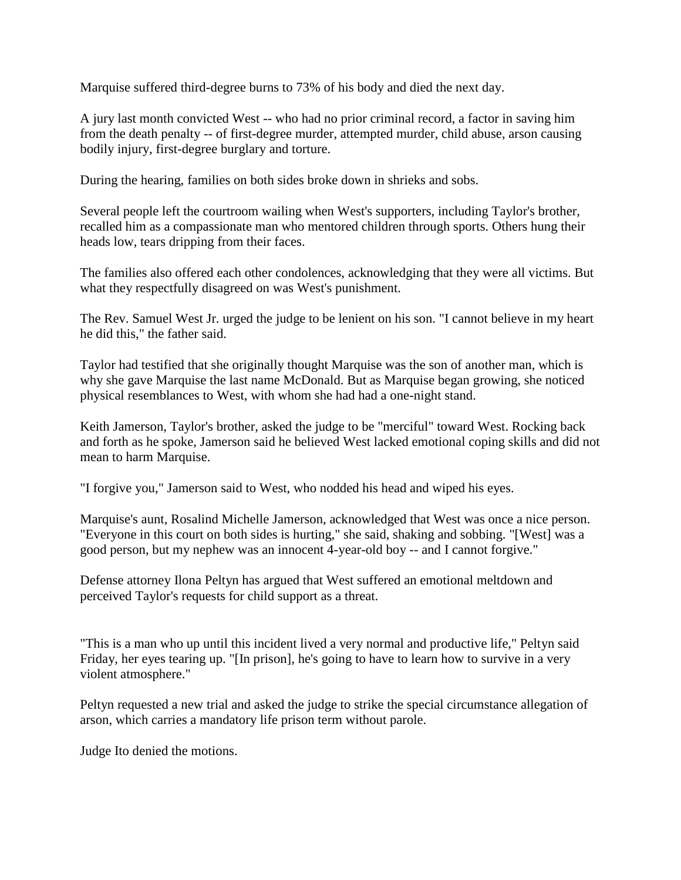Marquise suffered third-degree burns to 73% of his body and died the next day.

A jury last month convicted West -- who had no prior criminal record, a factor in saving him from the death penalty -- of first-degree murder, attempted murder, child abuse, arson causing bodily injury, first-degree burglary and torture.

During the hearing, families on both sides broke down in shrieks and sobs.

Several people left the courtroom wailing when West's supporters, including Taylor's brother, recalled him as a compassionate man who mentored children through sports. Others hung their heads low, tears dripping from their faces.

The families also offered each other condolences, acknowledging that they were all victims. But what they respectfully disagreed on was West's punishment.

The Rev. Samuel West Jr. urged the judge to be lenient on his son. "I cannot believe in my heart he did this," the father said.

Taylor had testified that she originally thought Marquise was the son of another man, which is why she gave Marquise the last name McDonald. But as Marquise began growing, she noticed physical resemblances to West, with whom she had had a one-night stand.

Keith Jamerson, Taylor's brother, asked the judge to be "merciful" toward West. Rocking back and forth as he spoke, Jamerson said he believed West lacked emotional coping skills and did not mean to harm Marquise.

"I forgive you," Jamerson said to West, who nodded his head and wiped his eyes.

Marquise's aunt, Rosalind Michelle Jamerson, acknowledged that West was once a nice person. "Everyone in this court on both sides is hurting," she said, shaking and sobbing. "[West] was a good person, but my nephew was an innocent 4-year-old boy -- and I cannot forgive."

Defense attorney Ilona Peltyn has argued that West suffered an emotional meltdown and perceived Taylor's requests for child support as a threat.

"This is a man who up until this incident lived a very normal and productive life," Peltyn said Friday, her eyes tearing up. "[In prison], he's going to have to learn how to survive in a very violent atmosphere."

Peltyn requested a new trial and asked the judge to strike the special circumstance allegation of arson, which carries a mandatory life prison term without parole.

Judge Ito denied the motions.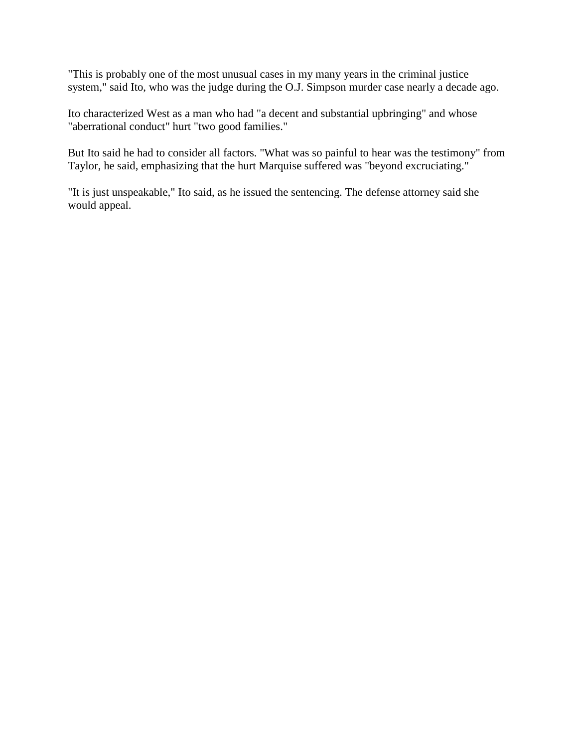"This is probably one of the most unusual cases in my many years in the criminal justice system," said Ito, who was the judge during the O.J. Simpson murder case nearly a decade ago.

Ito characterized West as a man who had "a decent and substantial upbringing" and whose "aberrational conduct" hurt "two good families."

But Ito said he had to consider all factors. "What was so painful to hear was the testimony" from Taylor, he said, emphasizing that the hurt Marquise suffered was "beyond excruciating."

"It is just unspeakable," Ito said, as he issued the sentencing. The defense attorney said she would appeal.